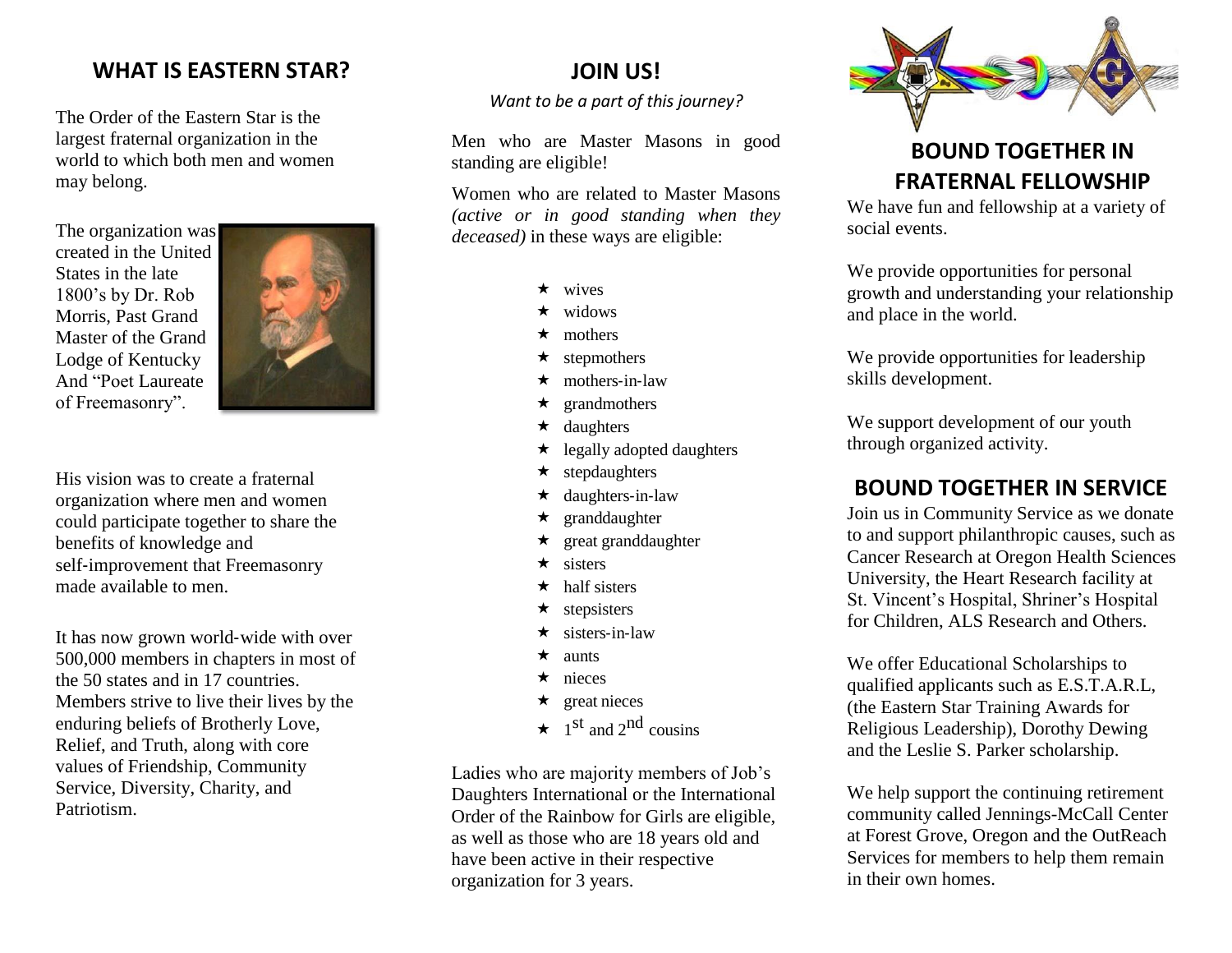## WHAT IS EASTERN STAR?

The Order of the Eastern Star is the largest fraternal organization in the world to which both men and women may belong.

The organization was created in the United States in the late 1800's by Dr. Rob Morris, Past Grand Master of the Grand Lodge of Kentucky And "Poet Laureate of Freemasonry".

His vision was to create a fraternal organization where men and women could participate together to share the benefits of knowledge and self-improvement that Freemasonry made available to men.

It has now grown world-wide with over 500,000 members in chapters in most of the 50 states and in 17 countries. Members strive to live their lives by the enduring beliefs of Brotherly Love, Relief, and Truth, along with core values of Friendship, Community Service, Diversity, Charity, and Patriotism.

## JOIN US!

*Want to be a part of this journey?*

Men who are Master Masons in good standing are eligible!

Women who are related to Master Masons *(active or in good standing when they deceased)* in these ways are eligible:

- wives
- widows
- mothers
- stepmothers
- mothers-in-law
- grandmothers
- daughters
- legally adopted daughters
- stepdaughters
- daughters-in-law
- granddaughter
- great granddaughter
- sisters
- half sisters
- stepsisters
- sisters-in-law
- aunts
- nieces
- great nieces
- 1st and 2nd cousins

Ladies who are majority members of Job's Daughters International or the International Order of the Rainbow for Girls are eligible, as well as those who are 18 years old and have been active in their respective organization for 3 years.

## BOUND TOGETHER IN FRATERNAL FELLOWSHIP

We have fun and fellowship at a variety of social events.

We provide opportunities for personal growth and understanding your relationship and place in the world.

We provide opportunities for leadership skills development.

We support development of our youth through organized activity.

## BOUND TOGETHER IN SERVICE

Join us in Community Service as we donate to and support philanthropic causes, such as Cancer Research at Oregon Health Sciences University, the Heart Research facility at St. Vincent's Hospital, Shriner's Hospital for Children, ALS Research and Others.

We offer Educational Scholarships to qualified applicants such as E.S.T.A.R.L, (the Eastern Star Training Awards for Religious Leadership), Dorothy Dewing and the Leslie S. Parker scholarship.

We help support the continuing retirement community called Jennings-McCall Center at Forest Grove, Oregon and the OutReach Services for members to help them remain in their own homes.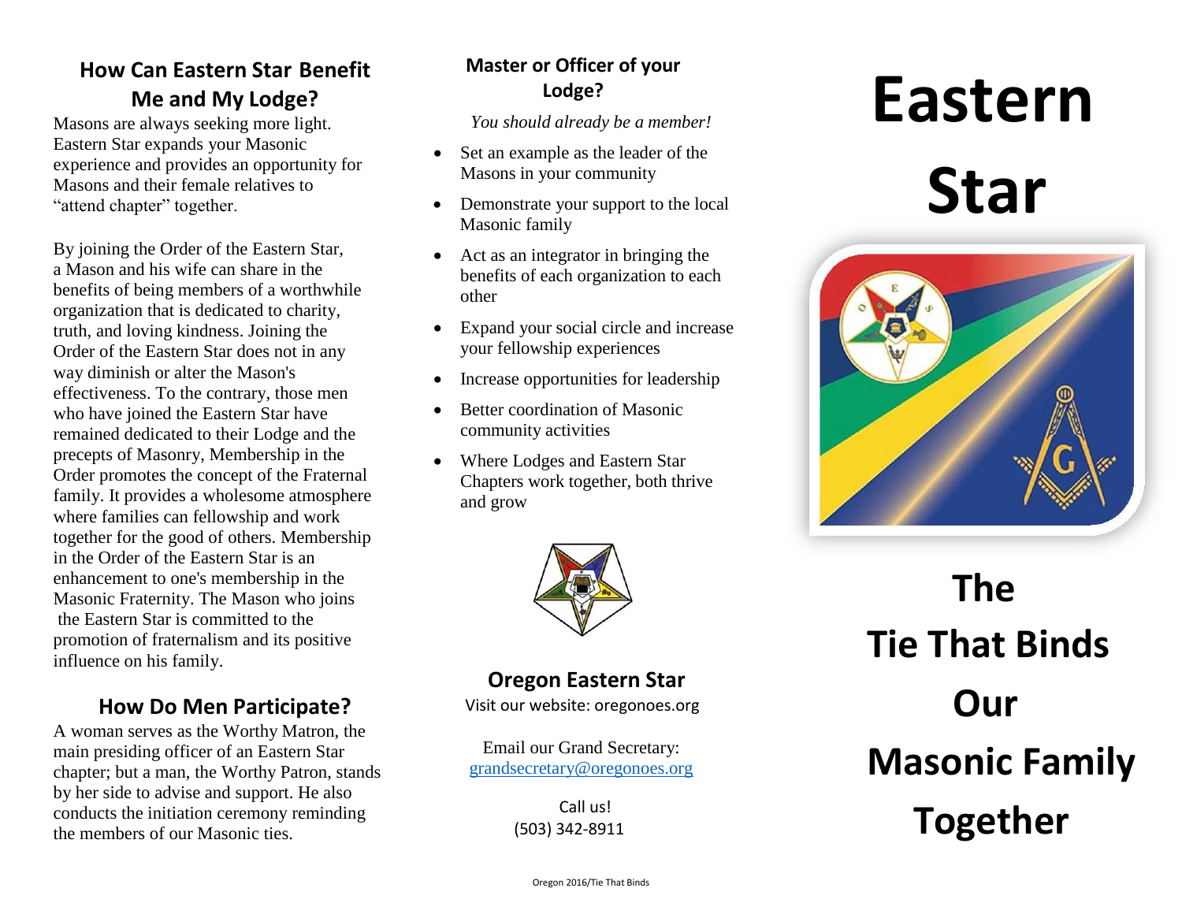## How Can Eastern Star Benefit Me and My Lodge?

Masons are always seeking more light. Eastern Star expands your Masonic experience and provides an opportunity for Masons and their female relatives to "attend chapter" together.

By joining the Order of the Eastern Star, a Mason and his wife can share in the benefits of being members of a worthwhile organization that is dedicated to charity, truth, and loving kindness. Joining the Order of the Eastern Star does not in any way diminish or alter the Mason's effectiveness. To the contrary, those men who have joined the Eastern Star have remained dedicated to their Lodge and the precepts of Masonry, Membership in the Order promotes the concept of the Fraternal family. It provides a wholesome atmosphere where families can fellowship and work together for the good of others. Membership in the Order of the Eastern Star is an enhancement to one's membership in the Masonic Fraternity. The Mason who joins the Eastern Star is committed to the promotion of fraternalism and its positive influence on his family.

## How Do Men Participate?

A woman serves as the Worthy Matron, the main presiding officer of an Eastern Star chapter; but a man, the Worthy Patron, stands by her side to advise and support. He also conducts the initiation ceremony reminding the members of our Masonic ties.

## Master or Officer of your Lodge?

*You should already be a member!*

- Set an example as the leader of the Masons in your community
- Demonstrate your support to the local Masonic family
- Act as an integrator in bringing the benefits of each organization to each other
- Expand your social circle and increase your fellowship experiences
- Increase opportunities for leadership
- Better coordination of Masonic community activities
- Where Lodges and Eastern Star Chapters work together, both thrive and grow

**Oregon Eastern Star**

Visit our website: oregonoes.org

Email our Grand Secretary:
grandsecretary@oregonoes.org

Call us!
(503) 342-8911

Oregon 2016/Tie That Binds

# Eastern Star

# The Tie That Binds Our Masonic Family Together